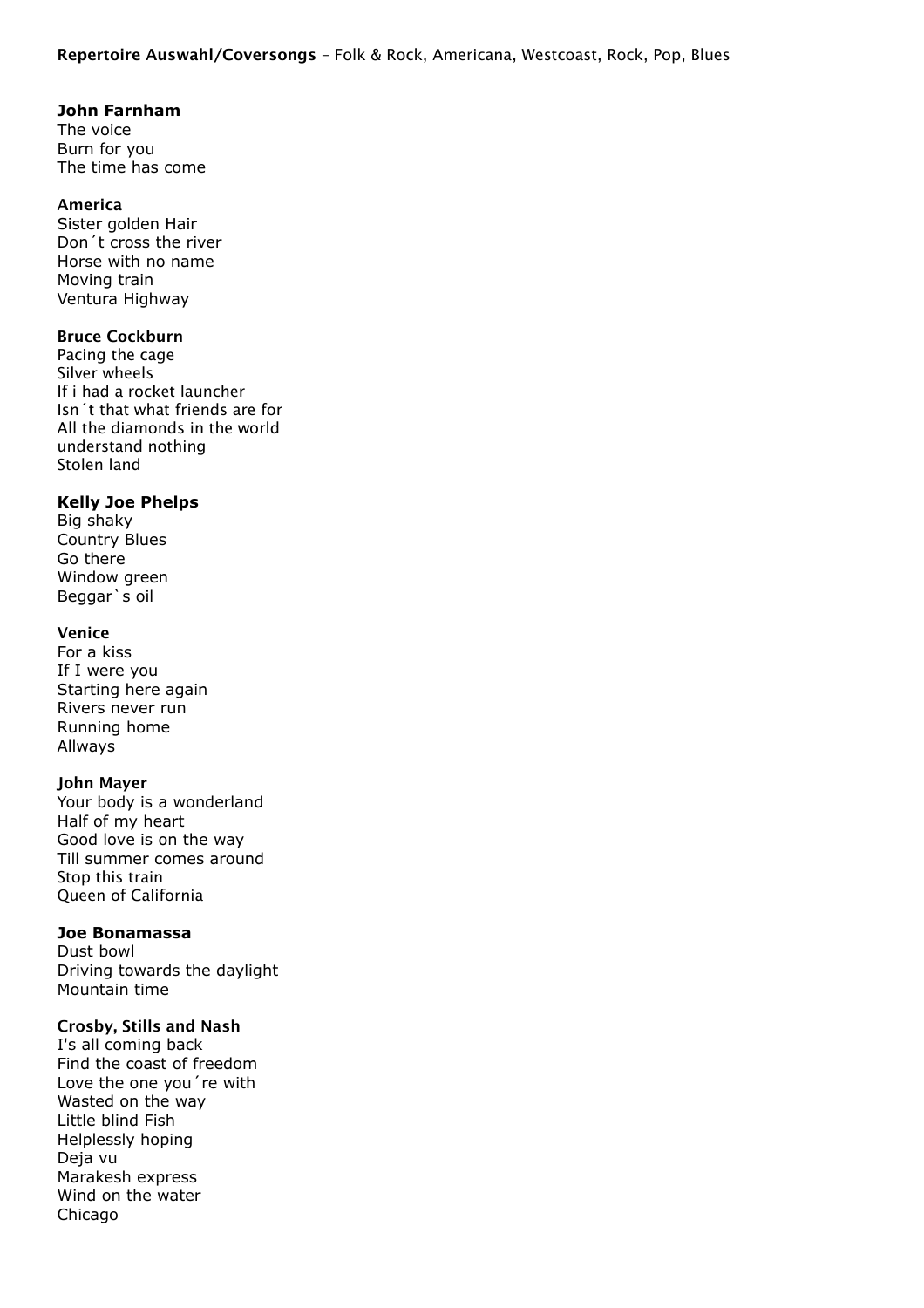**Repertoire Auswahl/Coversongs** – Folk & Rock, Americana, Westcoast, Rock, Pop, Blues

**John Farnham**
The voice
Burn for you
The time has come

**America**
Sister golden Hair
Don´t cross the river
Horse with no name
Moving train
Ventura Highway

**Bruce Cockburn**
Pacing the cage
Silver wheels
If i had a rocket launcher
Isn´t that what friends are for
All the diamonds in the world
understand nothing
Stolen land

**Kelly Joe Phelps**
Big shaky
Country Blues
Go there
Window green
Beggar`s oil

**Venice**
For a kiss
If I were you
Starting here again
Rivers never run
Running home
Allways

**John Mayer**
Your body is a wonderland
Half of my heart
Good love is on the way
Till summer comes around
Stop this train
Queen of California

**Joe Bonamassa**
Dust bowl
Driving towards the daylight
Mountain time

**Crosby, Stills and Nash**
I's all coming back
Find the coast of freedom
Love the one you´re with
Wasted on the way
Little blind Fish
Helplessly hoping
Deja vu
Marakesh express
Wind on the water
Chicago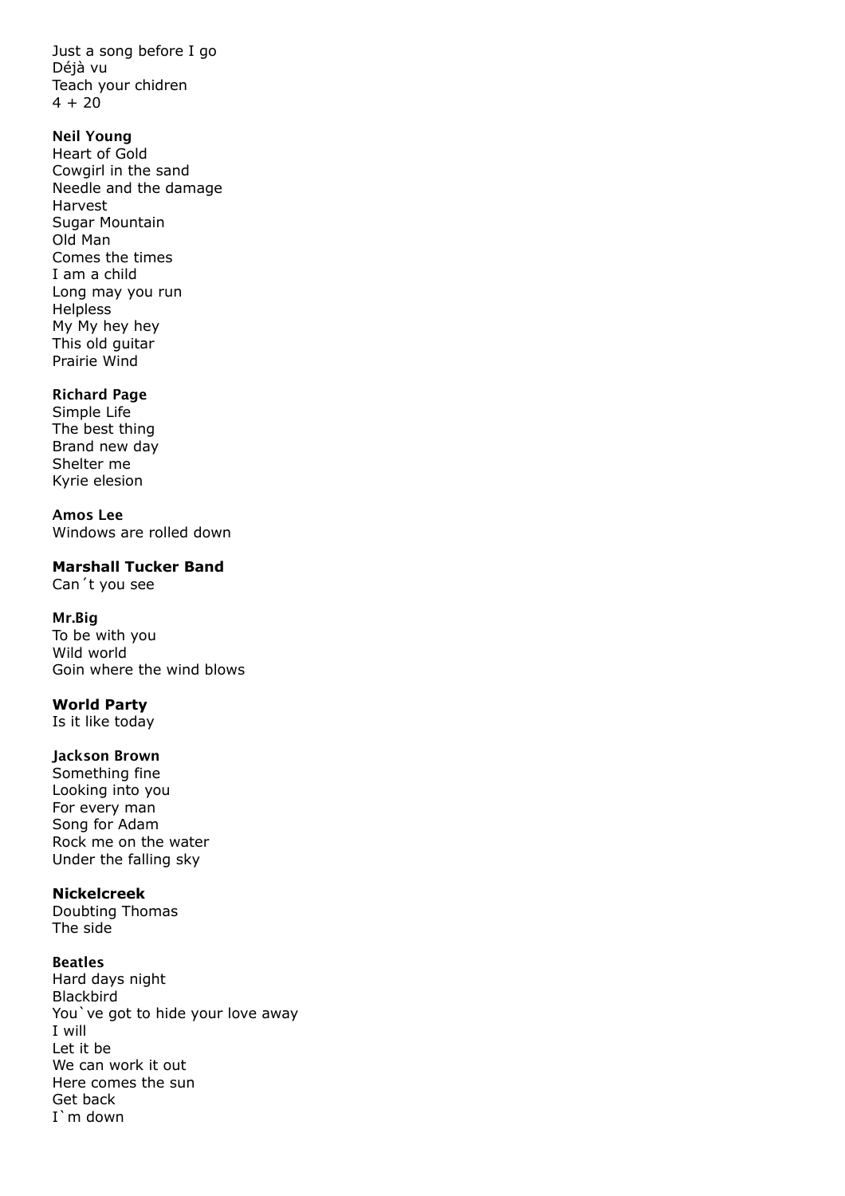Just a song before I go
Déjà vu
Teach your chidren
4 + 20

**Neil Young**
Heart of Gold
Cowgirl in the sand
Needle and the damage
Harvest
Sugar Mountain
Old Man
Comes the times
I am a child
Long may you run
Helpless
My My hey hey
This old guitar
Prairie Wind

**Richard Page**
Simple Life
The best thing
Brand new day
Shelter me
Kyrie elesion

**Amos Lee**
Windows are rolled down

**Marshall Tucker Band**
Can´t you see

**Mr.Big**
To be with you
Wild world
Goin where the wind blows

**World Party**
Is it like today

**Jackson Brown**
Something fine
Looking into you
For every man
Song for Adam
Rock me on the water
Under the falling sky

**Nickelcreek**
Doubting Thomas
The side

**Beatles**
Hard days night
Blackbird
You`ve got to hide your love away
I will
Let it be
We can work it out
Here comes the sun
Get back
I`m down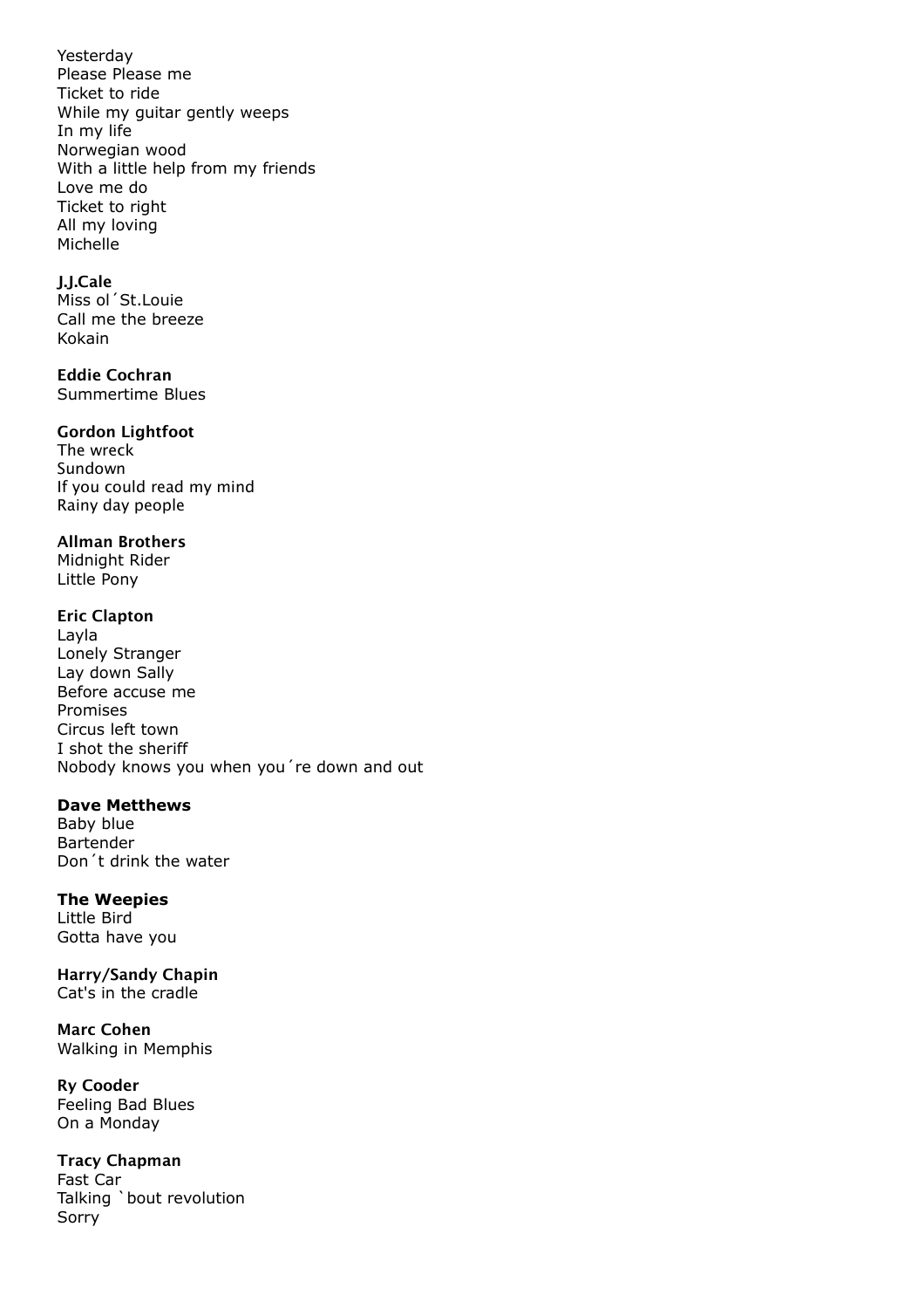Yesterday
Please Please me
Ticket to ride
While my guitar gently weeps
In my life
Norwegian wood
With a little help from my friends
Love me do
Ticket to right
All my loving
Michelle

**J.J.Cale**
Miss ol´St.Louie
Call me the breeze
Kokain

**Eddie Cochran**
Summertime Blues

**Gordon Lightfoot**
The wreck
Sundown
If you could read my mind
Rainy day people

**Allman Brothers**
Midnight Rider
Little Pony

**Eric Clapton**
Layla
Lonely Stranger
Lay down Sally
Before accuse me
Promises
Circus left town
I shot the sheriff
Nobody knows you when you´re down and out

**Dave Metthews**
Baby blue
Bartender
Don´t drink the water

**The Weepies**
Little Bird
Gotta have you

**Harry/Sandy Chapin**
Cat's in the cradle

**Marc Cohen**
Walking in Memphis

**Ry Cooder**
Feeling Bad Blues
On a Monday

**Tracy Chapman**
Fast Car
Talking `bout revolution
Sorry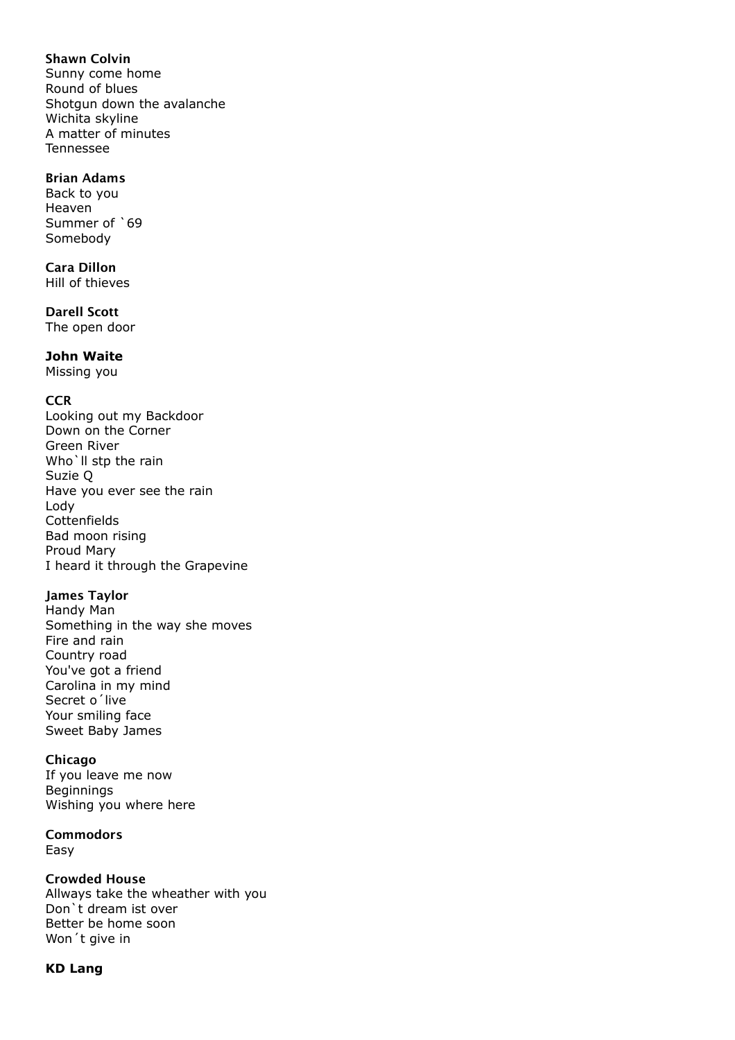**Shawn Colvin**
Sunny come home
Round of blues
Shotgun down the avalanche
Wichita skyline
A matter of minutes
Tennessee

**Brian Adams**
Back to you
Heaven
Summer of `69
Somebody

**Cara Dillon**
Hill of thieves

**Darell Scott**
The open door

**John Waite**
Missing you

**CCR**
Looking out my Backdoor
Down on the Corner
Green River
Who`ll stp the rain
Suzie Q
Have you ever see the rain
Lody
Cottenfields
Bad moon rising
Proud Mary
I heard it through the Grapevine

**James Taylor**
Handy Man
Something in the way she moves
Fire and rain
Country road
You've got a friend
Carolina in my mind
Secret o´live
Your smiling face
Sweet Baby James

**Chicago**
If you leave me now
Beginnings
Wishing you where here

**Commodors**
Easy

**Crowded House**
Allways take the wheather with you
Don`t dream ist over
Better be home soon
Won´t give in

**KD Lang**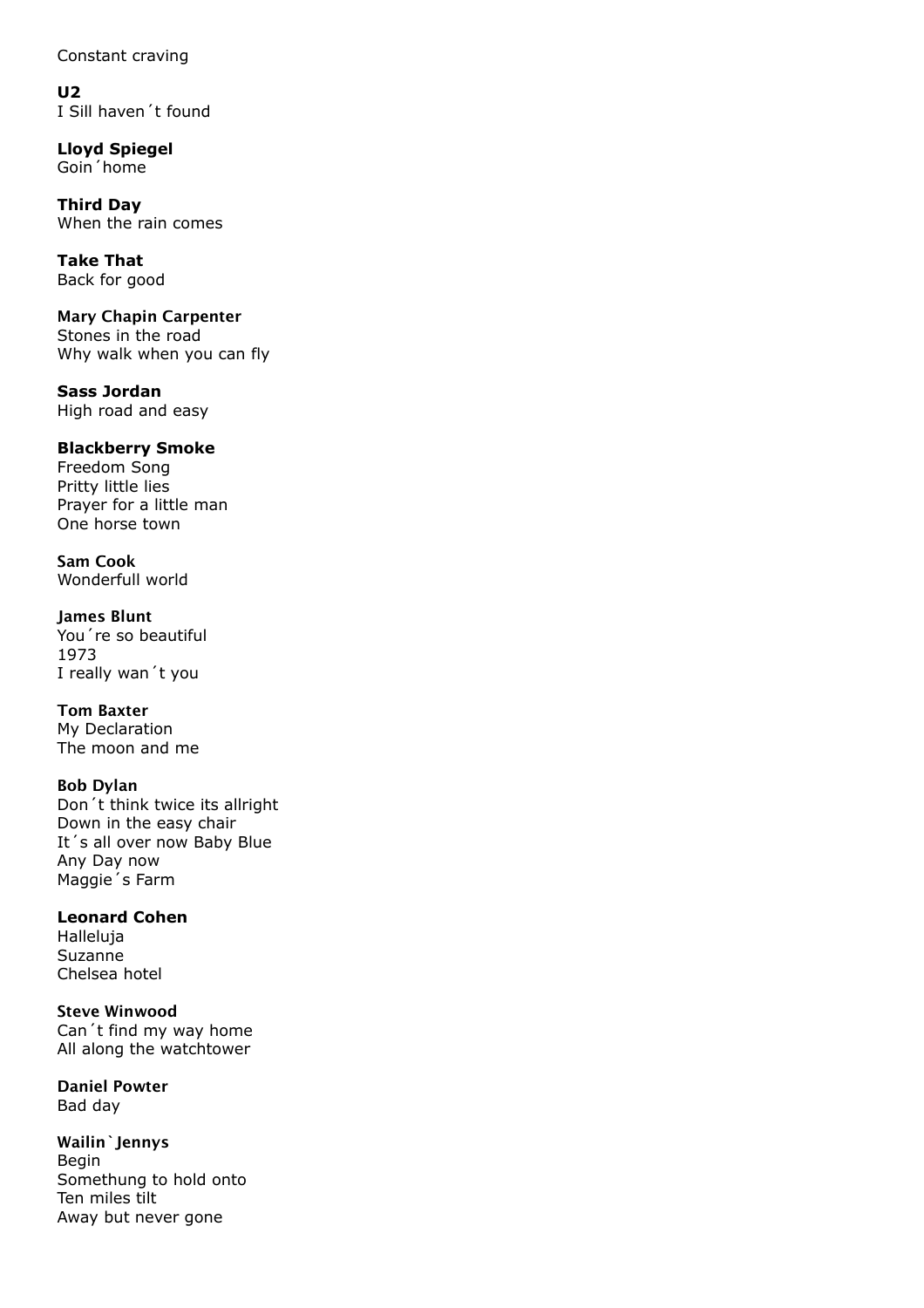Constant craving

**U2**
I Sill haven´t found

**Lloyd Spiegel**
Goin´home

**Third Day**
When the rain comes

**Take That**
Back for good

**Mary Chapin Carpenter**
Stones in the road
Why walk when you can fly

**Sass Jordan**
High road and easy

**Blackberry Smoke**
Freedom Song
Pritty little lies
Prayer for a little man
One horse town

**Sam Cook**
Wonderfull world

**James Blunt**
You´re so beautiful
1973
I really wan´t you

**Tom Baxter**
My Declaration
The moon and me

**Bob Dylan**
Don´t think twice its allright
Down in the easy chair
It´s all over now Baby Blue
Any Day now
Maggie´s Farm

**Leonard Cohen**
Halleluja
Suzanne
Chelsea hotel

**Steve Winwood**
Can´t find my way home
All along the watchtower

**Daniel Powter**
Bad day

**Wailin`Jennys**
Begin
Somethung to hold onto
Ten miles tilt
Away but never gone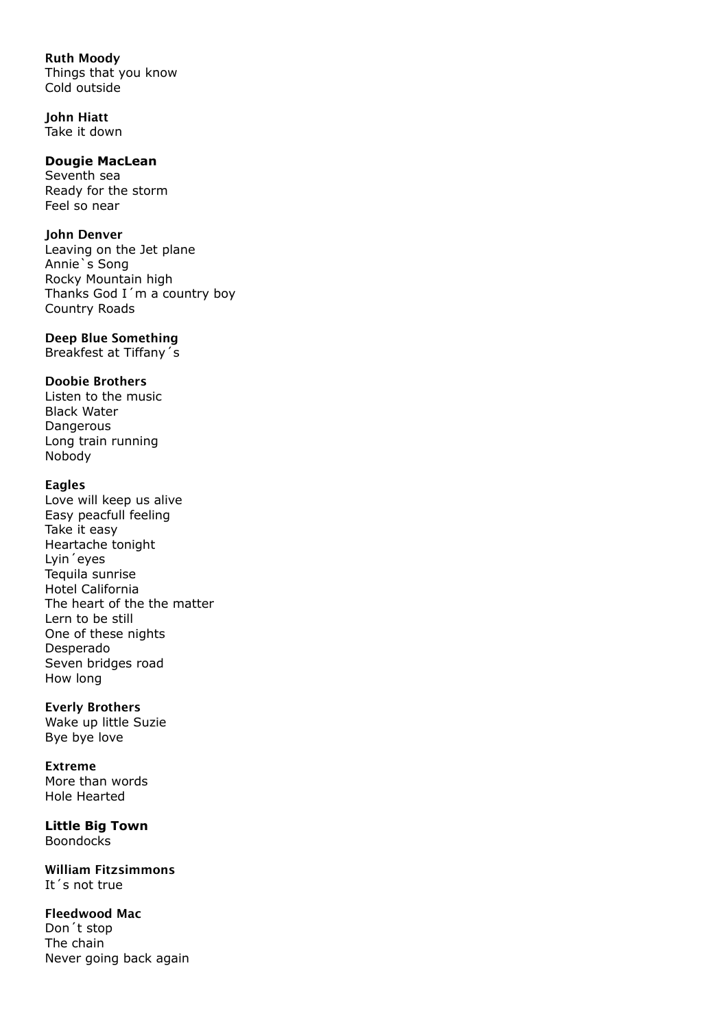**Ruth Moody**
Things that you know
Cold outside

**John Hiatt**
Take it down

**Dougie MacLean**
Seventh sea
Ready for the storm
Feel so near

**John Denver**
Leaving on the Jet plane
Annie`s Song
Rocky Mountain high
Thanks God I´m a country boy
Country Roads

**Deep Blue Something**
Breakfest at Tiffany´s

**Doobie Brothers**
Listen to the music
Black Water
Dangerous
Long train running
Nobody

**Eagles**
Love will keep us alive
Easy peacfull feeling
Take it easy
Heartache tonight
Lyin´eyes
Tequila sunrise
Hotel California
The heart of the the matter
Lern to be still
One of these nights
Desperado
Seven bridges road
How long

**Everly Brothers**
Wake up little Suzie
Bye bye love

**Extreme**
More than words
Hole Hearted

**Little Big Town**
Boondocks

**William Fitzsimmons**
It´s not true

**Fleedwood Mac**
Don´t stop
The chain
Never going back again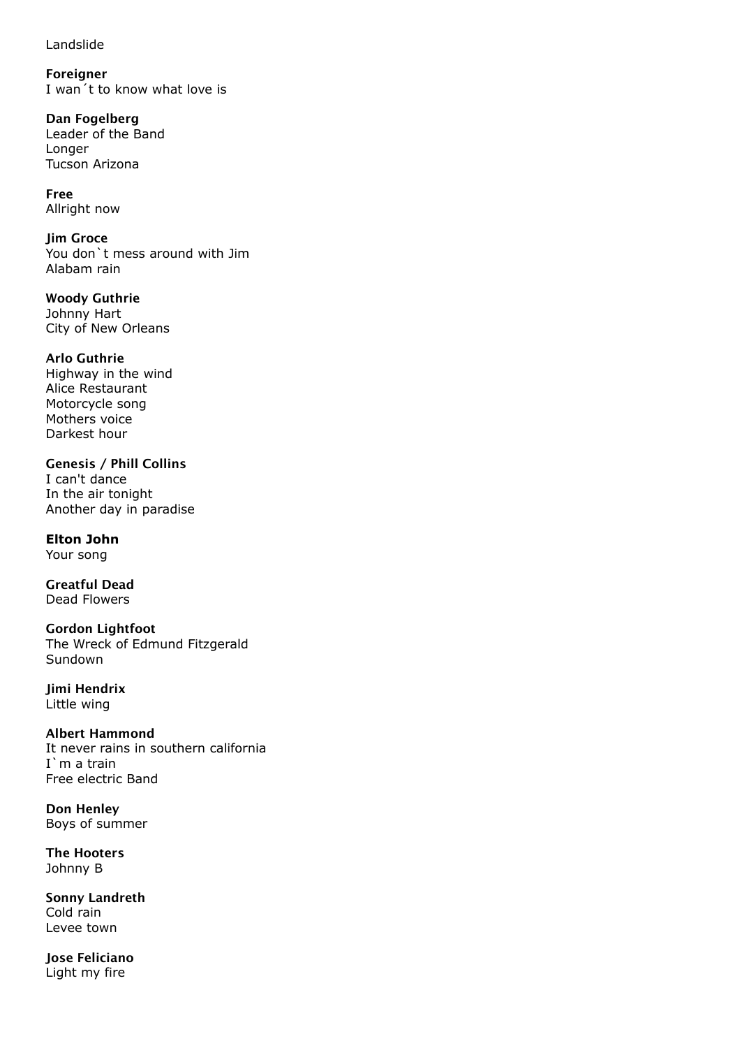Landslide

**Foreigner**
I wan´t to know what love is

**Dan Fogelberg**
Leader of the Band
Longer
Tucson Arizona

**Free**
Allright now

**Jim Groce**
You don`t mess around with Jim
Alabam rain

**Woody Guthrie**
Johnny Hart
City of New Orleans

**Arlo Guthrie**
Highway in the wind
Alice Restaurant
Motorcycle song
Mothers voice
Darkest hour

**Genesis / Phill Collins**
I can't dance
In the air tonight
Another day in paradise

**Elton John**
Your song

**Greatful Dead**
Dead Flowers

**Gordon Lightfoot**
The Wreck of Edmund Fitzgerald
Sundown

**Jimi Hendrix**
Little wing

**Albert Hammond**
It never rains in southern california
I`m a train
Free electric Band

**Don Henley**
Boys of summer

**The Hooters**
Johnny B

**Sonny Landreth**
Cold rain
Levee town

**Jose Feliciano**
Light my fire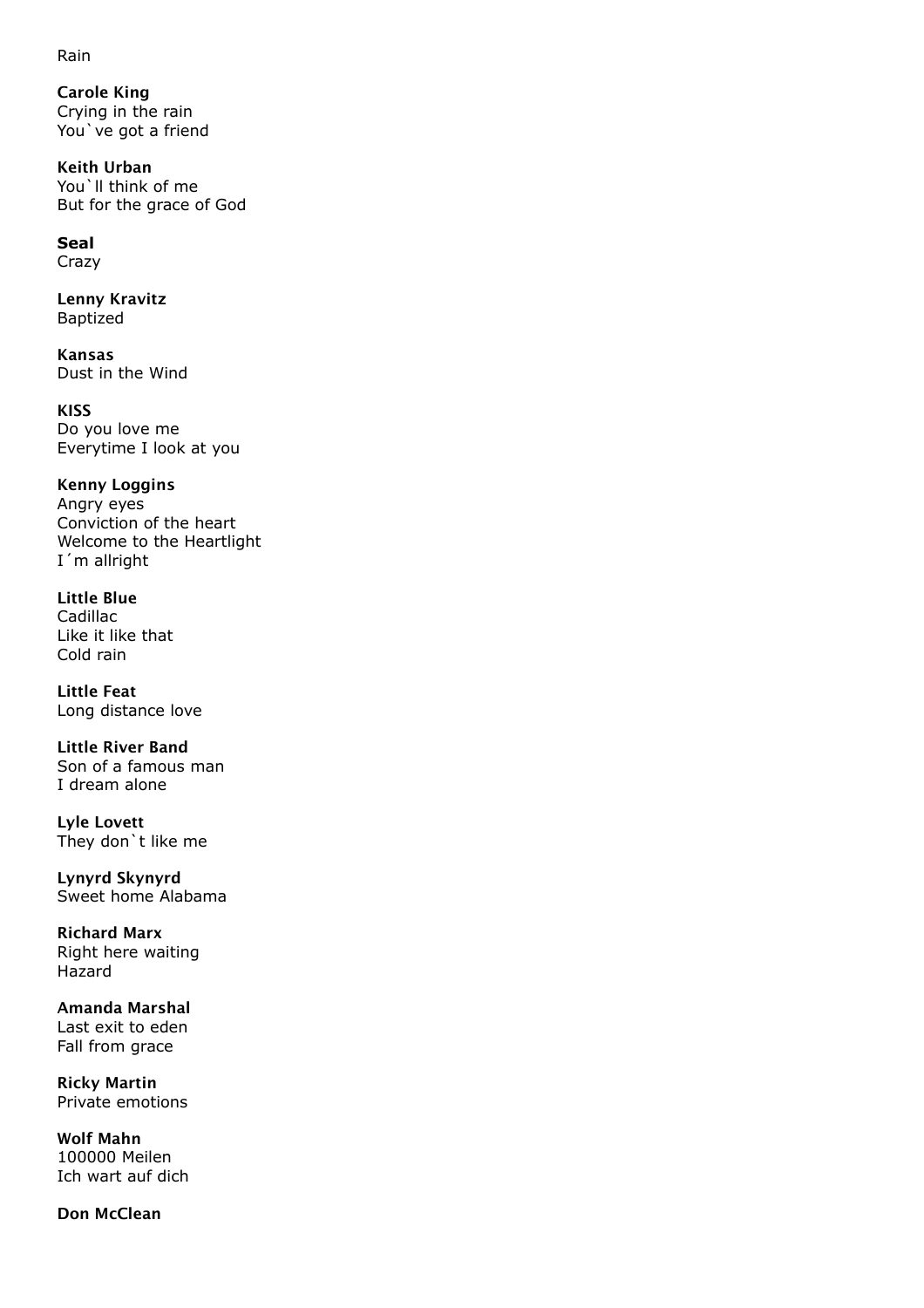Rain

**Carole King**
Crying in the rain
You`ve got a friend

**Keith Urban**
You`ll think of me
But for the grace of God

**Seal**
Crazy

**Lenny Kravitz**
Baptized

**Kansas**
Dust in the Wind

**KISS**
Do you love me
Everytime I look at you

**Kenny Loggins**
Angry eyes
Conviction of the heart
Welcome to the Heartlight
I´m allright

**Little Blue**
Cadillac
Like it like that
Cold rain

**Little Feat**
Long distance love

**Little River Band**
Son of a famous man
I dream alone

**Lyle Lovett**
They don`t like me

**Lynyrd Skynyrd**
Sweet home Alabama

**Richard Marx**
Right here waiting
Hazard

**Amanda Marshal**
Last exit to eden
Fall from grace

**Ricky Martin**
Private emotions

**Wolf Mahn**
100000 Meilen
Ich wart auf dich

**Don McClean**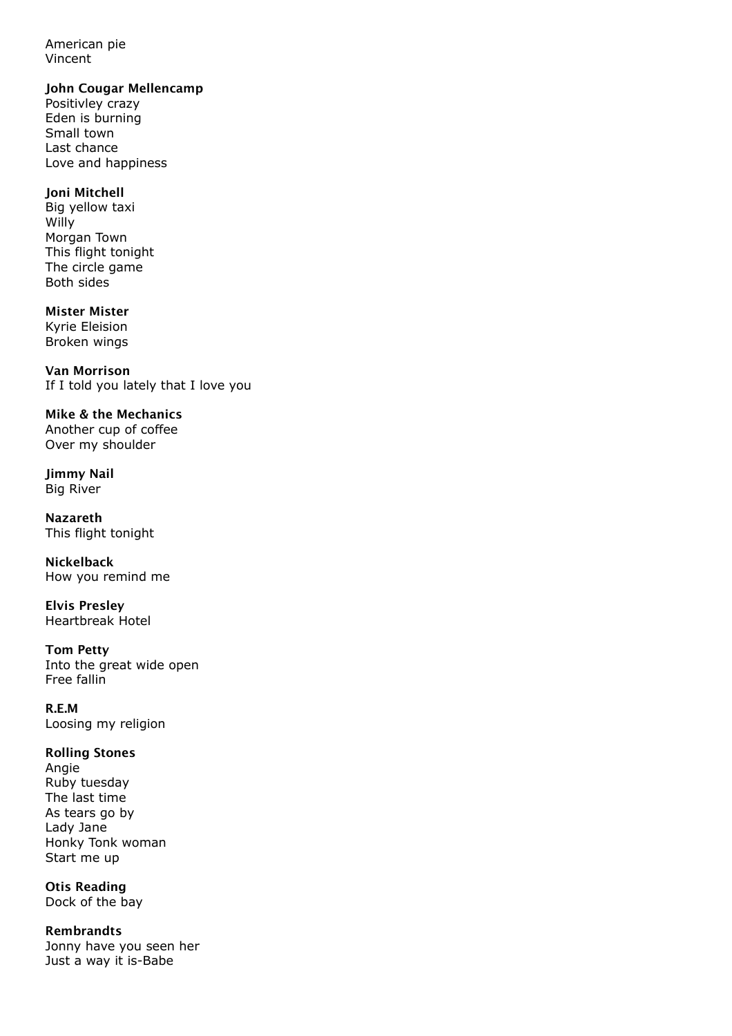American pie
Vincent

**John Cougar Mellencamp**
Positivley crazy
Eden is burning
Small town
Last chance
Love and happiness

**Joni Mitchell**
Big yellow taxi
Willy
Morgan Town
This flight tonight
The circle game
Both sides

**Mister Mister**
Kyrie Eleision
Broken wings

**Van Morrison**
If I told you lately that I love you

**Mike & the Mechanics**
Another cup of coffee
Over my shoulder

**Jimmy Nail**
Big River

**Nazareth**
This flight tonight

**Nickelback**
How you remind me

**Elvis Presley**
Heartbreak Hotel

**Tom Petty**
Into the great wide open
Free fallin

**R.E.M**
Loosing my religion

**Rolling Stones**
Angie
Ruby tuesday
The last time
As tears go by
Lady Jane
Honky Tonk woman
Start me up

**Otis Reading**
Dock of the bay

**Rembrandts**
Jonny have you seen her
Just a way it is-Babe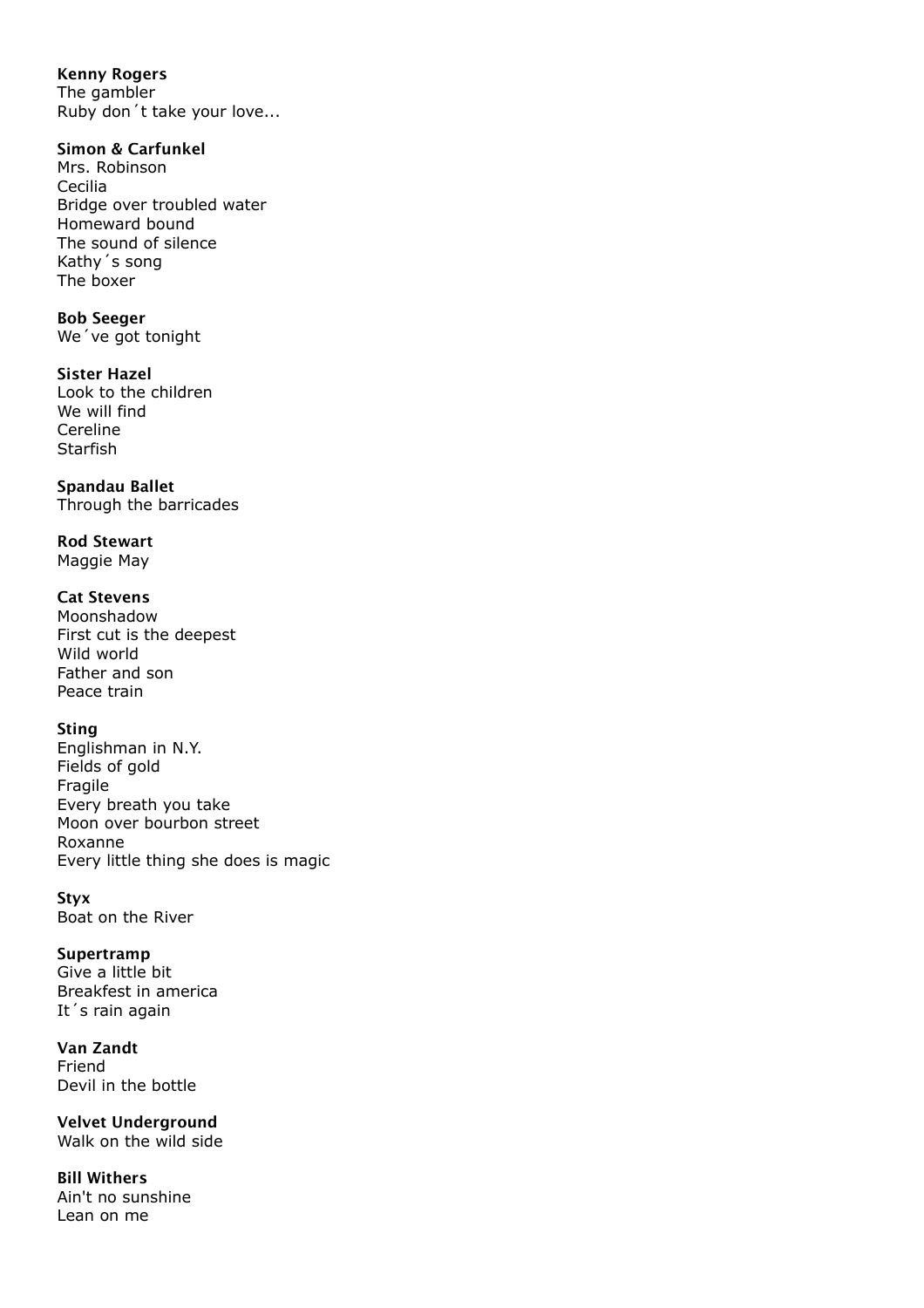**Kenny Rogers**
The gambler
Ruby don´t take your love...

**Simon & Carfunkel**
Mrs. Robinson
Cecilia
Bridge over troubled water
Homeward bound
The sound of silence
Kathy´s song
The boxer

**Bob Seeger**
We´ve got tonight

**Sister Hazel**
Look to the children
We will find
Cereline
Starfish

**Spandau Ballet**
Through the barricades

**Rod Stewart**
Maggie May

**Cat Stevens**
Moonshadow
First cut is the deepest
Wild world
Father and son
Peace train

**Sting**
Englishman in N.Y.
Fields of gold
Fragile
Every breath you take
Moon over bourbon street
Roxanne
Every little thing she does is magic

**Styx**
Boat on the River

**Supertramp**
Give a little bit
Breakfest in america
It´s rain again

**Van Zandt**
Friend
Devil in the bottle

**Velvet Underground**
Walk on the wild side

**Bill Withers**
Ain't no sunshine
Lean on me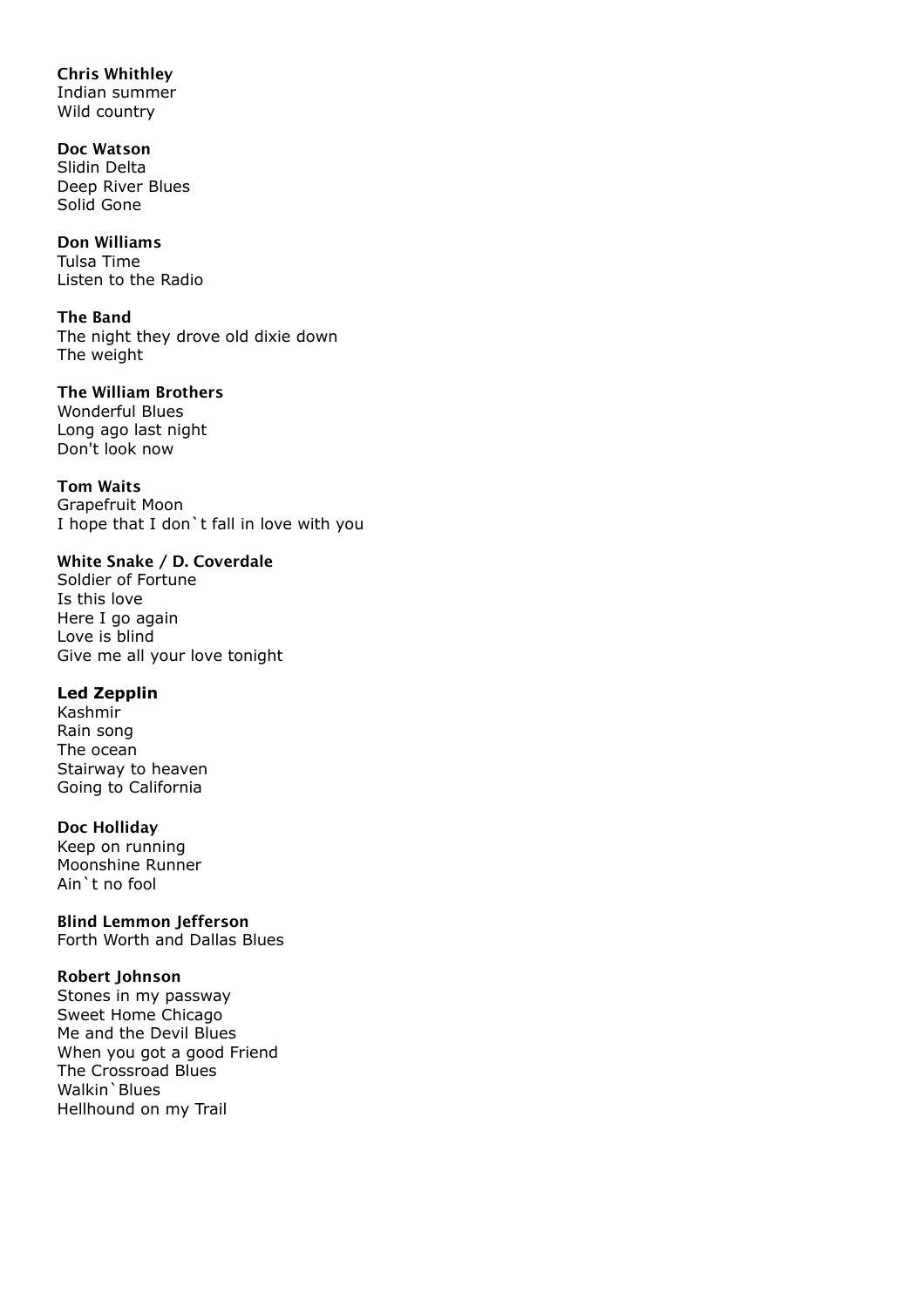**Chris Whithley**
Indian summer
Wild country

**Doc Watson**
Slidin Delta
Deep River Blues
Solid Gone

**Don Williams**
Tulsa Time
Listen to the Radio

**The Band**
The night they drove old dixie down
The weight

**The William Brothers**
Wonderful Blues
Long ago last night
Don't look now

**Tom Waits**
Grapefruit Moon
I hope that I don`t fall in love with you

**White Snake / D. Coverdale**
Soldier of Fortune
Is this love
Here I go again
Love is blind
Give me all your love tonight

**Led Zepplin**
Kashmir
Rain song
The ocean
Stairway to heaven
Going to California

**Doc Holliday**
Keep on running
Moonshine Runner
Ain`t no fool

**Blind Lemmon Jefferson**
Forth Worth and Dallas Blues

**Robert Johnson**
Stones in my passway
Sweet Home Chicago
Me and the Devil Blues
When you got a good Friend
The Crossroad Blues
Walkin`Blues
Hellhound on my Trail